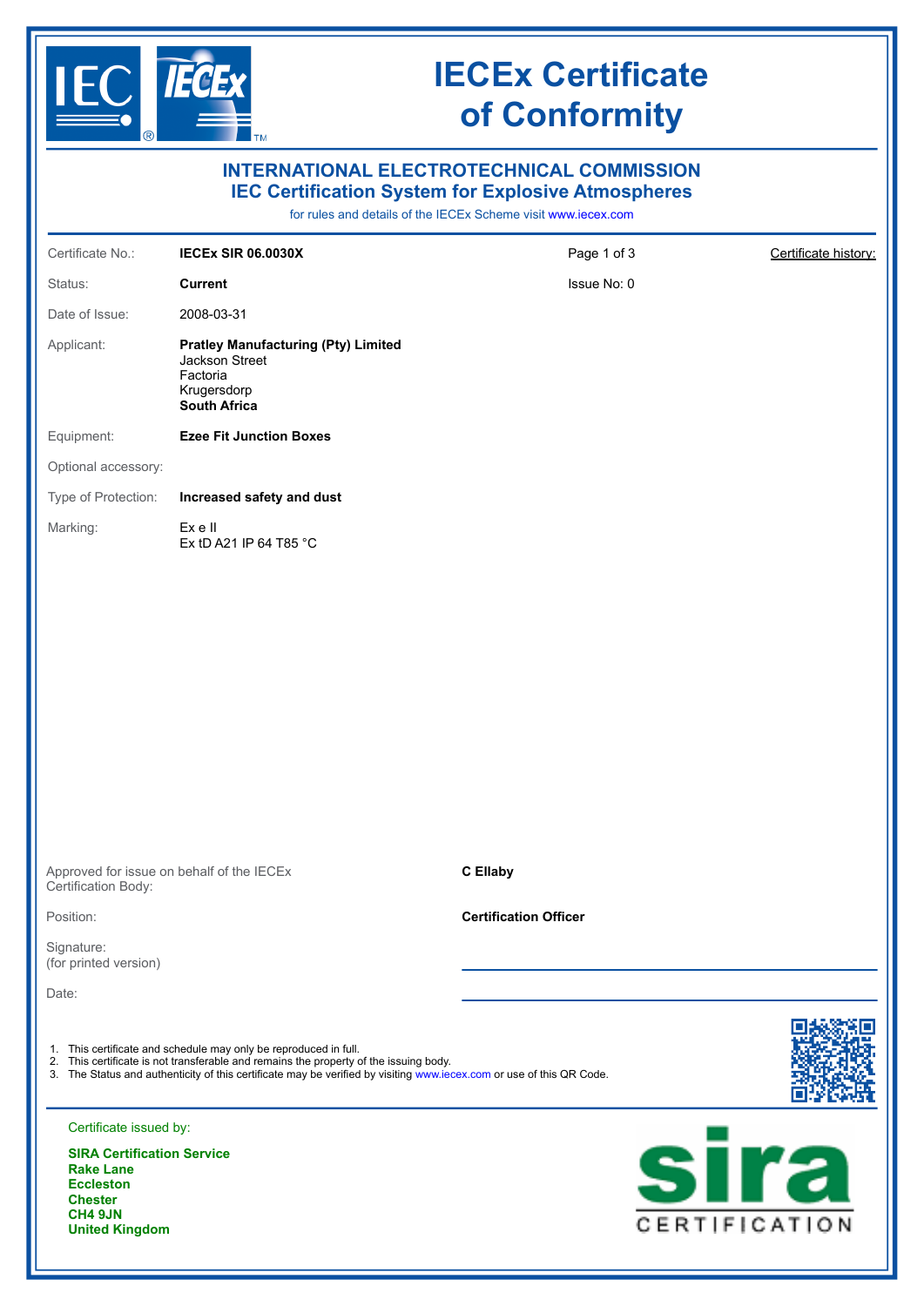# IECEx Certificate of Conformity

## INTERNATIONAL ELECTROTECHNICAL COMMISSION
## IEC Certification System for Explosive Atmospheres

for rules and details of the IECEx Scheme visit www.iecex.com

| | | | |
|---|---|---|---|
| Certificate No.: | **IECEx SIR 06.0030X** | Page 1 of 3 | Certificate history: |
| Status: | **Current** | Issue No: 0 | |
| Date of Issue: | 2008-03-31 | | |
| Applicant: | **Pratley Manufacturing (Pty) Limited**<br>Jackson Street<br>Factoria<br>Krugersdorp<br>**South Africa** | | |
| Equipment: | **Ezee Fit Junction Boxes** | | |
| Optional accessory: | | | |
| Type of Protection: | **Increased safety and dust** | | |
| Marking: | Ex e II<br>Ex tD A21 IP 64 T85 °C | | |

| | |
|---|---|
| Approved for issue on behalf of the IECEx Certification Body: | **C Ellaby** |
| Position: | **Certification Officer** |
| Signature:<br>(for printed version) | |
| Date: | |

1. This certificate and schedule may only be reproduced in full.
2. This certificate is not transferable and remains the property of the issuing body.
3. The Status and authenticity of this certificate may be verified by visiting www.iecex.com or use of this QR Code.

Certificate issued by:

**SIRA Certification Service**
**Rake Lane**
**Eccleston**
**Chester**
**CH4 9JN**
**United Kingdom**

sira CERTIFICATION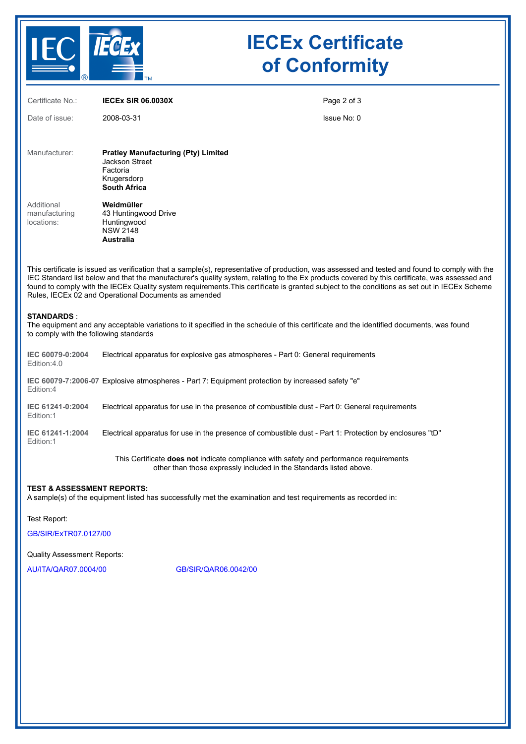# IECEx Certificate of Conformity

| | | |
|---|---|---|
| Certificate No.: | **IECEx SIR 06.0030X** | |
| Date of issue: | 2008-03-31 | Issue No: 0 |

Manufacturer: **Pratley Manufacturing (Pty) Limited**
Jackson Street
Factoria
Krugersdorp
**South Africa**

Additional manufacturing locations: **Weidmüller**
43 Huntingwood Drive
Huntingwood
NSW 2148
**Australia**

This certificate is issued as verification that a sample(s), representative of production, was assessed and tested and found to comply with the IEC Standard list below and that the manufacturer's quality system, relating to the Ex products covered by this certificate, was assessed and found to comply with the IECEx Quality system requirements.This certificate is granted subject to the conditions as set out in IECEx Scheme Rules, IECEx 02 and Operational Documents as amended

**STANDARDS** :
The equipment and any acceptable variations to it specified in the schedule of this certificate and the identified documents, was found to comply with the following standards

| | |
|---|---|
| **IEC 60079-0:2004** Edition:4.0 | Electrical apparatus for explosive gas atmospheres - Part 0: General requirements |
| **IEC 60079-7:2006-07** Edition:4 | Explosive atmospheres - Part 7: Equipment protection by increased safety "e" |
| **IEC 61241-0:2004** Edition:1 | Electrical apparatus for use in the presence of combustible dust - Part 0: General requirements |
| **IEC 61241-1:2004** Edition:1 | Electrical apparatus for use in the presence of combustible dust - Part 1: Protection by enclosures "tD" |

This Certificate **does not** indicate compliance with safety and performance requirements other than those expressly included in the Standards listed above.

**TEST & ASSESSMENT REPORTS:**
A sample(s) of the equipment listed has successfully met the examination and test requirements as recorded in:

Test Report:

GB/SIR/ExTR07.0127/00

Quality Assessment Reports:

AU/ITA/QAR07.0004/00 GB/SIR/QAR06.0042/00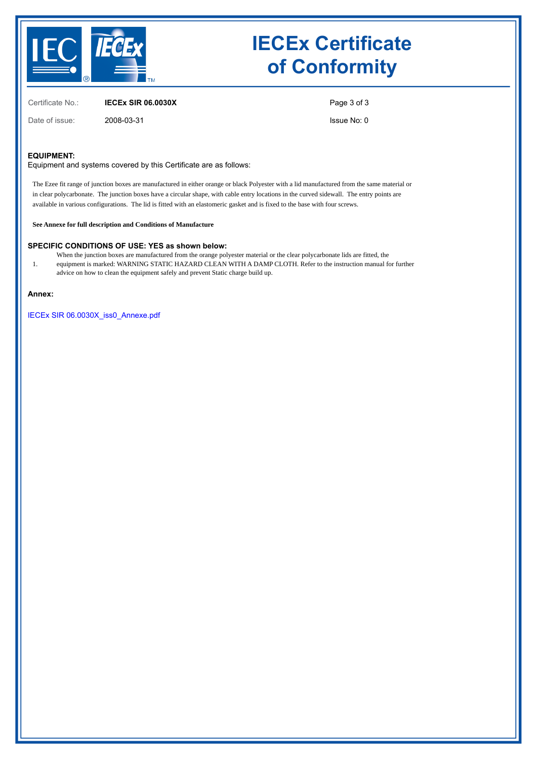# IECEx Certificate of Conformity

| | | | |
|---|---|---|---|
| Certificate No.: | **IECEx SIR 06.0030X** | | |
| Date of issue: | 2008-03-31 | | Issue No: 0 |

**EQUIPMENT:**
Equipment and systems covered by this Certificate are as follows:

The Ezee fit range of junction boxes are manufactured in either orange or black Polyester with a lid manufactured from the same material or in clear polycarbonate. The junction boxes have a circular shape, with cable entry locations in the curved sidewall. The entry points are available in various configurations. The lid is fitted with an elastomeric gasket and is fixed to the base with four screws.

**See Annexe for full description and Conditions of Manufacture**

**SPECIFIC CONDITIONS OF USE: YES as shown below:**

1. When the junction boxes are manufactured from the orange polyester material or the clear polycarbonate lids are fitted, the equipment is marked: WARNING STATIC HAZARD CLEAN WITH A DAMP CLOTH. Refer to the instruction manual for further advice on how to clean the equipment safely and prevent Static charge build up.

**Annex:**

IECEx SIR 06.0030X_iss0_Annexe.pdf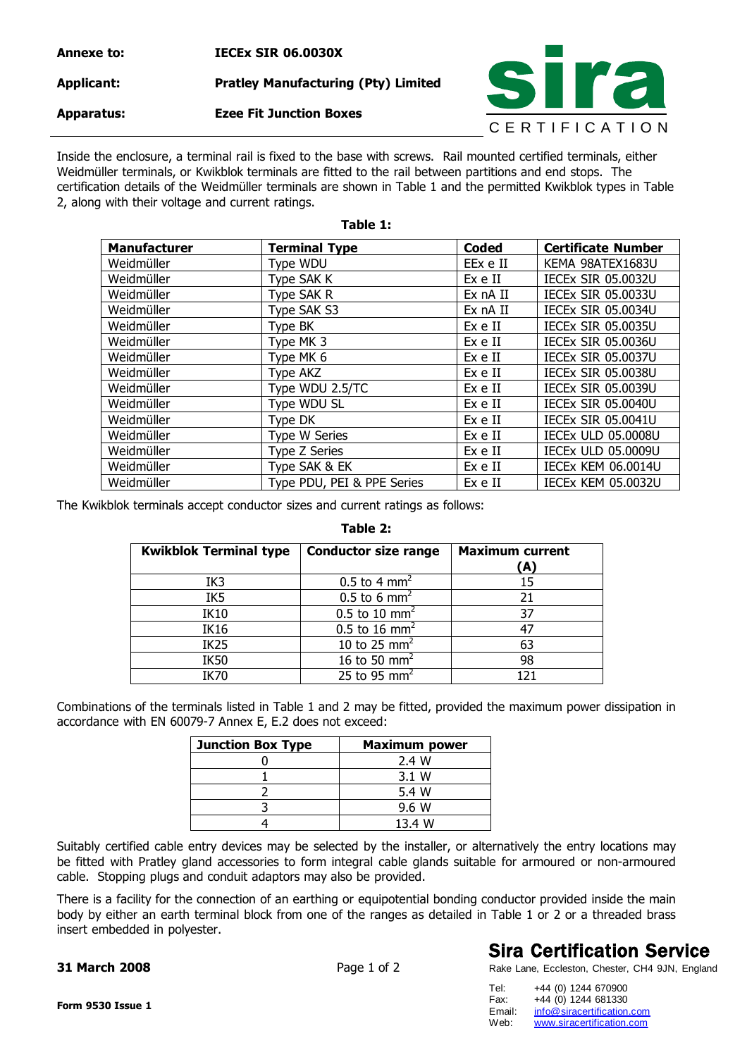| Annexe to: | IECEx SIR 06.0030X |
|---|---|
| Applicant: | Pratley Manufacturing (Pty) Limited |
| Apparatus: | Ezee Fit Junction Boxes |

Inside the enclosure, a terminal rail is fixed to the base with screws. Rail mounted certified terminals, either Weidmüller terminals, or Kwikblok terminals are fitted to the rail between partitions and end stops. The certification details of the Weidmüller terminals are shown in Table 1 and the permitted Kwikblok types in Table 2, along with their voltage and current ratings.

**Table 1:**

| Manufacturer | Terminal Type | Coded | Certificate Number |
|---|---|---|---|
| Weidmüller | Type WDU | EEx e II | KEMA 98ATEX1683U |
| Weidmüller | Type SAK K | Ex e II | IECEx SIR 05.0032U |
| Weidmüller | Type SAK R | Ex nA II | IECEx SIR 05.0033U |
| Weidmüller | Type SAK S3 | Ex nA II | IECEx SIR 05.0034U |
| Weidmüller | Type BK | Ex e II | IECEx SIR 05.0035U |
| Weidmüller | Type MK 3 | Ex e II | IECEx SIR 05.0036U |
| Weidmüller | Type MK 6 | Ex e II | IECEx SIR 05.0037U |
| Weidmüller | Type AKZ | Ex e II | IECEx SIR 05.0038U |
| Weidmüller | Type WDU 2.5/TC | Ex e II | IECEx SIR 05.0039U |
| Weidmüller | Type WDU SL | Ex e II | IECEx SIR 05.0040U |
| Weidmüller | Type DK | Ex e II | IECEx SIR 05.0041U |
| Weidmüller | Type W Series | Ex e II | IECEx ULD 05.0008U |
| Weidmüller | Type Z Series | Ex e II | IECEx ULD 05.0009U |
| Weidmüller | Type SAK & EK | Ex e II | IECEx KEM 06.0014U |
| Weidmüller | Type PDU, PEI & PPE Series | Ex e II | IECEx KEM 05.0032U |

The Kwikblok terminals accept conductor sizes and current ratings as follows:

**Table 2:**

| Kwikblok Terminal type | Conductor size range | Maximum current (A) |
|---|---|---|
| IK3 | 0.5 to 4 mm$^2$ | 15 |
| IK5 | 0.5 to 6 mm$^2$ | 21 |
| IK10 | 0.5 to 10 mm$^2$ | 37 |
| IK16 | 0.5 to 16 mm$^2$ | 47 |
| IK25 | 10 to 25 mm$^2$ | 63 |
| IK50 | 16 to 50 mm$^2$ | 98 |
| IK70 | 25 to 95 mm$^2$ | 121 |

Combinations of the terminals listed in Table 1 and 2 may be fitted, provided the maximum power dissipation in accordance with EN 60079-7 Annex E, E.2 does not exceed:

| Junction Box Type | Maximum power |
|---|---|
| 0 | 2.4 W |
| 1 | 3.1 W |
| 2 | 5.4 W |
| 3 | 9.6 W |
| 4 | 13.4 W |

Suitably certified cable entry devices may be selected by the installer, or alternatively the entry locations may be fitted with Pratley gland accessories to form integral cable glands suitable for armoured or non-armoured cable. Stopping plugs and conduit adaptors may also be provided.

There is a facility for the connection of an earthing or equipotential bonding conductor provided inside the main body by either an earth terminal block from one of the ranges as detailed in Table 1 or 2 or a threaded brass insert embedded in polyester.

**31 March 2008**

**Sira Certification Service**

Rake Lane, Eccleston, Chester, CH4 9JN, England

Tel: +44 (0) 1244 670900
Fax: +44 (0) 1244 681330
Email: info@siracertification.com
Web: www.siracertification.com

**Form 9530 Issue 1**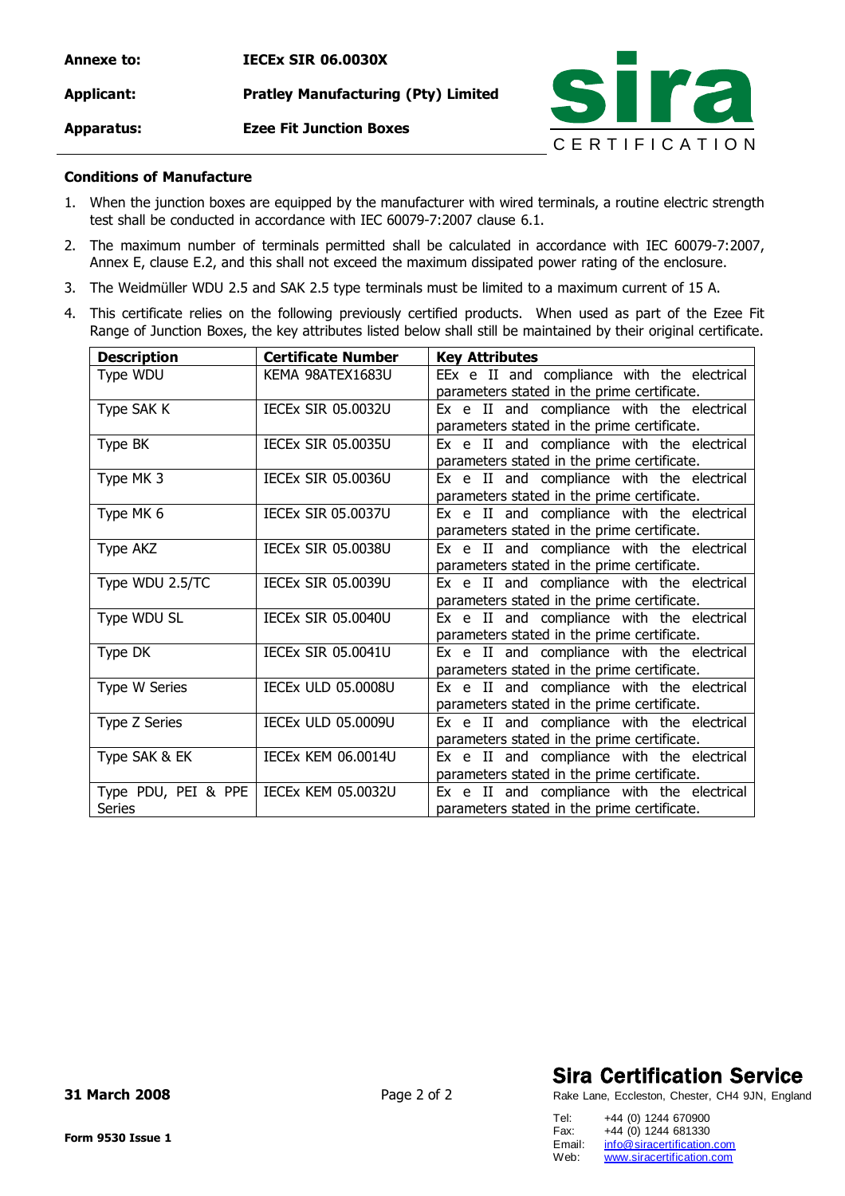**Annexe to:** IECEx SIR 06.0030X

**Applicant:** Pratley Manufacturing (Pty) Limited

**Apparatus:** Ezee Fit Junction Boxes

### Conditions of Manufacture

1. When the junction boxes are equipped by the manufacturer with wired terminals, a routine electric strength test shall be conducted in accordance with IEC 60079-7:2007 clause 6.1.
2. The maximum number of terminals permitted shall be calculated in accordance with IEC 60079-7:2007, Annex E, clause E.2, and this shall not exceed the maximum dissipated power rating of the enclosure.
3. The Weidmüller WDU 2.5 and SAK 2.5 type terminals must be limited to a maximum current of 15 A.
4. This certificate relies on the following previously certified products. When used as part of the Ezee Fit Range of Junction Boxes, the key attributes listed below shall still be maintained by their original certificate.

| Description | Certificate Number | Key Attributes |
|---|---|---|
| Type WDU | KEMA 98ATEX1683U | EEx e II and compliance with the electrical parameters stated in the prime certificate. |
| Type SAK K | IECEx SIR 05.0032U | Ex e II and compliance with the electrical parameters stated in the prime certificate. |
| Type BK | IECEx SIR 05.0035U | Ex e II and compliance with the electrical parameters stated in the prime certificate. |
| Type MK 3 | IECEx SIR 05.0036U | Ex e II and compliance with the electrical parameters stated in the prime certificate. |
| Type MK 6 | IECEx SIR 05.0037U | Ex e II and compliance with the electrical parameters stated in the prime certificate. |
| Type AKZ | IECEx SIR 05.0038U | Ex e II and compliance with the electrical parameters stated in the prime certificate. |
| Type WDU 2.5/TC | IECEx SIR 05.0039U | Ex e II and compliance with the electrical parameters stated in the prime certificate. |
| Type WDU SL | IECEx SIR 05.0040U | Ex e II and compliance with the electrical parameters stated in the prime certificate. |
| Type DK | IECEx SIR 05.0041U | Ex e II and compliance with the electrical parameters stated in the prime certificate. |
| Type W Series | IECEx ULD 05.0008U | Ex e II and compliance with the electrical parameters stated in the prime certificate. |
| Type Z Series | IECEx ULD 05.0009U | Ex e II and compliance with the electrical parameters stated in the prime certificate. |
| Type SAK & EK | IECEx KEM 06.0014U | Ex e II and compliance with the electrical parameters stated in the prime certificate. |
| Type PDU, PEI & PPE Series | IECEx KEM 05.0032U | Ex e II and compliance with the electrical parameters stated in the prime certificate. |

**31 March 2008**

**Form 9530 Issue 1**

**Sira Certification Service**
Rake Lane, Eccleston, Chester, CH4 9JN, England

Tel: +44 (0) 1244 670900
Fax: +44 (0) 1244 681330
Email: info@siracertification.com
Web: www.siracertification.com